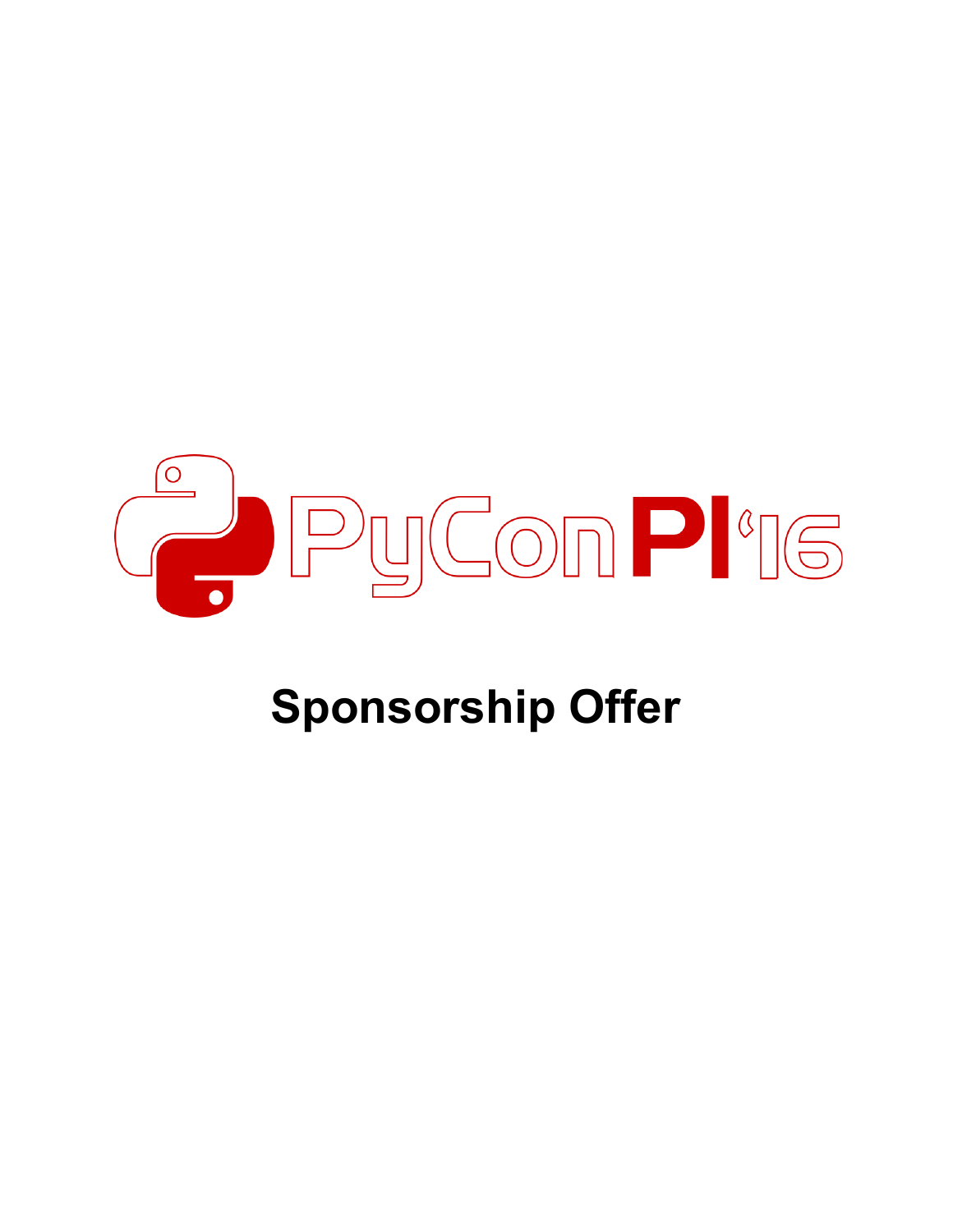# PyCon PL'16

## Sponsorship Offer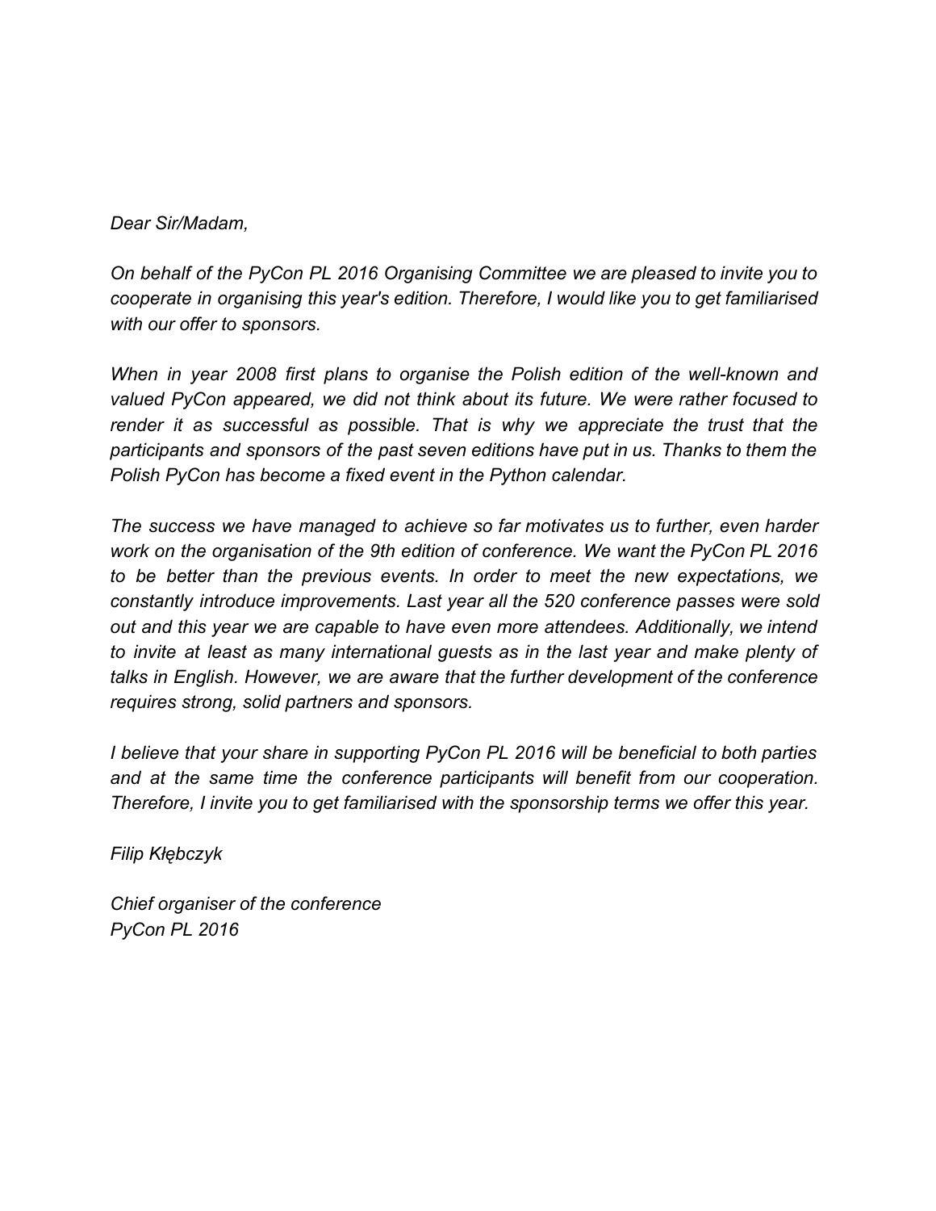*Dear Sir/Madam,*

*On behalf of the PyCon PL 2016 Organising Committee we are pleased to invite you to cooperate in organising this year's edition. Therefore, I would like you to get familiarised with our offer to sponsors.*

*When in year 2008 first plans to organise the Polish edition of the well-known and valued PyCon appeared, we did not think about its future. We were rather focused to render it as successful as possible. That is why we appreciate the trust that the participants and sponsors of the past seven editions have put in us. Thanks to them the Polish PyCon has become a fixed event in the Python calendar.*

*The success we have managed to achieve so far motivates us to further, even harder work on the organisation of the 9th edition of conference. We want the PyCon PL 2016 to be better than the previous events. In order to meet the new expectations, we constantly introduce improvements. Last year all the 520 conference passes were sold out and this year we are capable to have even more attendees. Additionally, we intend to invite at least as many international guests as in the last year and make plenty of talks in English. However, we are aware that the further development of the conference requires strong, solid partners and sponsors.*

*I believe that your share in supporting PyCon PL 2016 will be beneficial to both parties and at the same time the conference participants will benefit from our cooperation. Therefore, I invite you to get familiarised with the sponsorship terms we offer this year.*

*Filip Kłębczyk*

*Chief organiser of the conference*
*PyCon PL 2016*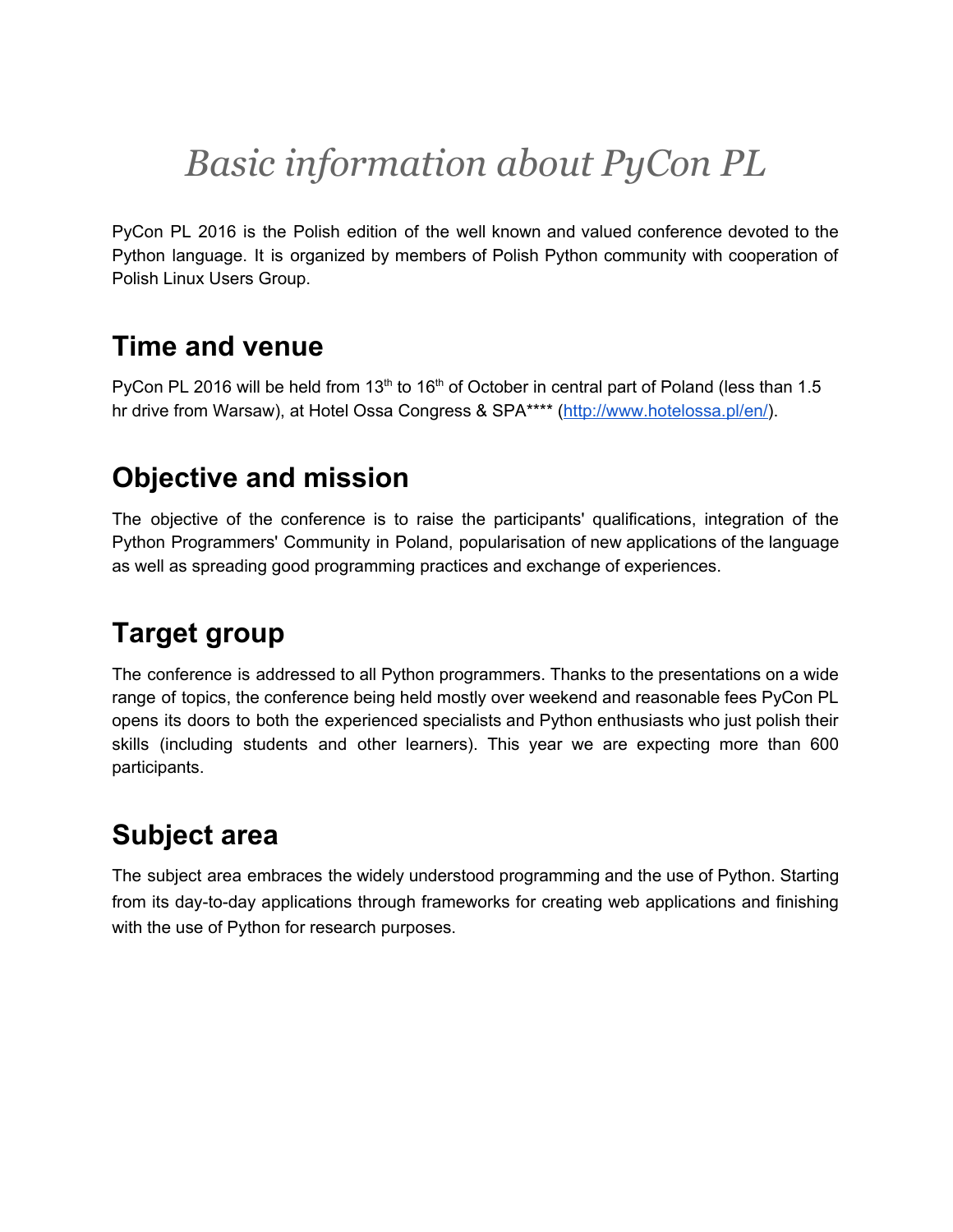# *Basic information about PyCon PL*

PyCon PL 2016 is the Polish edition of the well known and valued conference devoted to the Python language. It is organized by members of Polish Python community with cooperation of Polish Linux Users Group.

## Time and venue

PyCon PL 2016 will be held from 13th to 16th of October in central part of Poland (less than 1.5 hr drive from Warsaw), at Hotel Ossa Congress & SPA**** (http://www.hotelossa.pl/en/).

## Objective and mission

The objective of the conference is to raise the participants' qualifications, integration of the Python Programmers' Community in Poland, popularisation of new applications of the language as well as spreading good programming practices and exchange of experiences.

## Target group

The conference is addressed to all Python programmers. Thanks to the presentations on a wide range of topics, the conference being held mostly over weekend and reasonable fees PyCon PL opens its doors to both the experienced specialists and Python enthusiasts who just polish their skills (including students and other learners). This year we are expecting more than 600 participants.

## Subject area

The subject area embraces the widely understood programming and the use of Python. Starting from its day-to-day applications through frameworks for creating web applications and finishing with the use of Python for research purposes.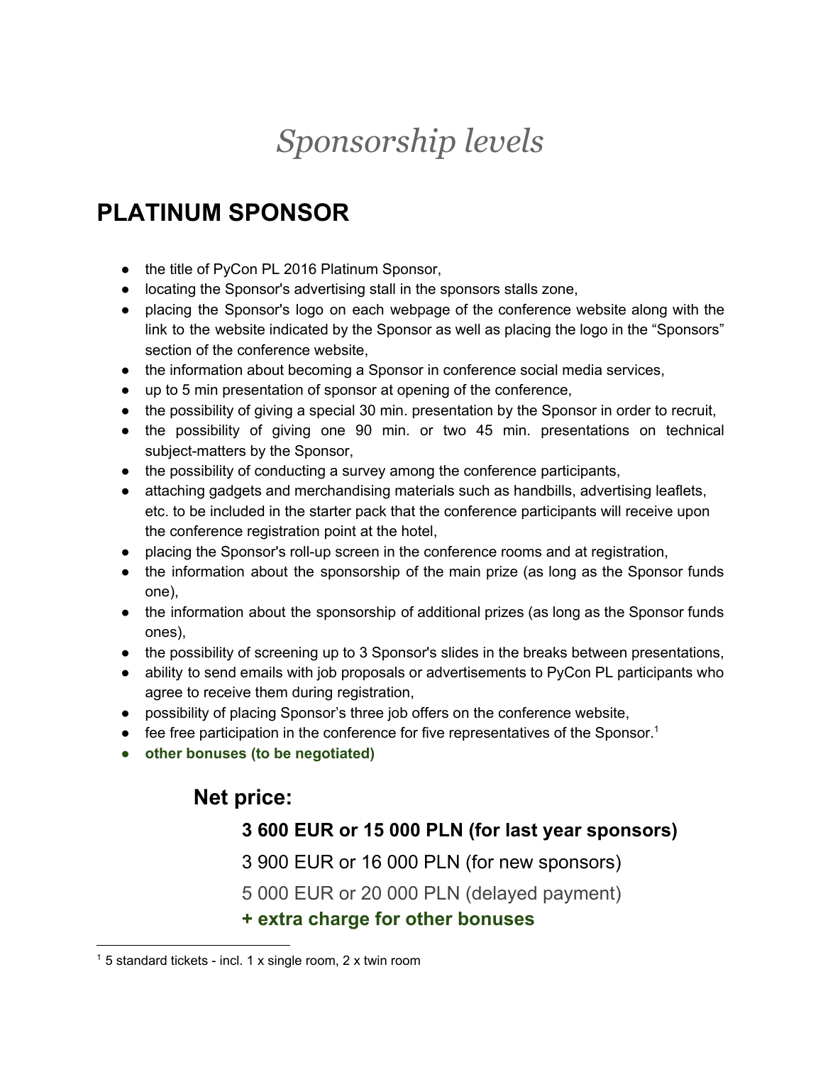# *Sponsorship levels*

## PLATINUM SPONSOR

- the title of PyCon PL 2016 Platinum Sponsor,
- locating the Sponsor's advertising stall in the sponsors stalls zone,
- placing the Sponsor's logo on each webpage of the conference website along with the link to the website indicated by the Sponsor as well as placing the logo in the "Sponsors" section of the conference website,
- the information about becoming a Sponsor in conference social media services,
- up to 5 min presentation of sponsor at opening of the conference,
- the possibility of giving a special 30 min. presentation by the Sponsor in order to recruit,
- the possibility of giving one 90 min. or two 45 min. presentations on technical subject-matters by the Sponsor,
- the possibility of conducting a survey among the conference participants,
- attaching gadgets and merchandising materials such as handbills, advertising leaflets, etc. to be included in the starter pack that the conference participants will receive upon the conference registration point at the hotel,
- placing the Sponsor's roll-up screen in the conference rooms and at registration,
- the information about the sponsorship of the main prize (as long as the Sponsor funds one),
- the information about the sponsorship of additional prizes (as long as the Sponsor funds ones),
- the possibility of screening up to 3 Sponsor's slides in the breaks between presentations,
- ability to send emails with job proposals or advertisements to PyCon PL participants who agree to receive them during registration,
- possibility of placing Sponsor's three job offers on the conference website,
- fee free participation in the conference for five representatives of the Sponsor.[1]
- **other bonuses (to be negotiated)**

### Net price:

**3 600 EUR or 15 000 PLN (for last year sponsors)**

3 900 EUR or 16 000 PLN (for new sponsors)

5 000 EUR or 20 000 PLN (delayed payment)

**+ extra charge for other bonuses**

[1] 5 standard tickets - incl. 1 x single room, 2 x twin room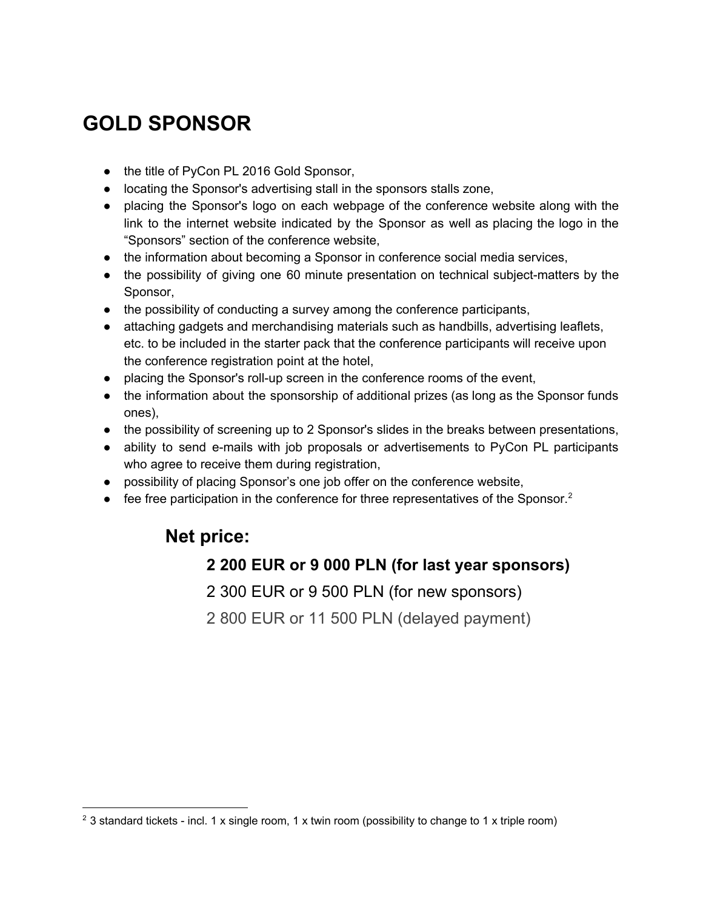# GOLD SPONSOR

- the title of PyCon PL 2016 Gold Sponsor,
- locating the Sponsor's advertising stall in the sponsors stalls zone,
- placing the Sponsor's logo on each webpage of the conference website along with the link to the internet website indicated by the Sponsor as well as placing the logo in the “Sponsors” section of the conference website,
- the information about becoming a Sponsor in conference social media services,
- the possibility of giving one 60 minute presentation on technical subject-matters by the Sponsor,
- the possibility of conducting a survey among the conference participants,
- attaching gadgets and merchandising materials such as handbills, advertising leaflets, etc. to be included in the starter pack that the conference participants will receive upon the conference registration point at the hotel,
- placing the Sponsor's roll-up screen in the conference rooms of the event,
- the information about the sponsorship of additional prizes (as long as the Sponsor funds ones),
- the possibility of screening up to 2 Sponsor's slides in the breaks between presentations,
- ability to send e-mails with job proposals or advertisements to PyCon PL participants who agree to receive them during registration,
- possibility of placing Sponsor’s one job offer on the conference website,
- fee free participation in the conference for three representatives of the Sponsor.[2]

## Net price:

### 2 200 EUR or 9 000 PLN (for last year sponsors)

2 300 EUR or 9 500 PLN (for new sponsors)

2 800 EUR or 11 500 PLN (delayed payment)

---

[2] 3 standard tickets - incl. 1 x single room, 1 x twin room (possibility to change to 1 x triple room)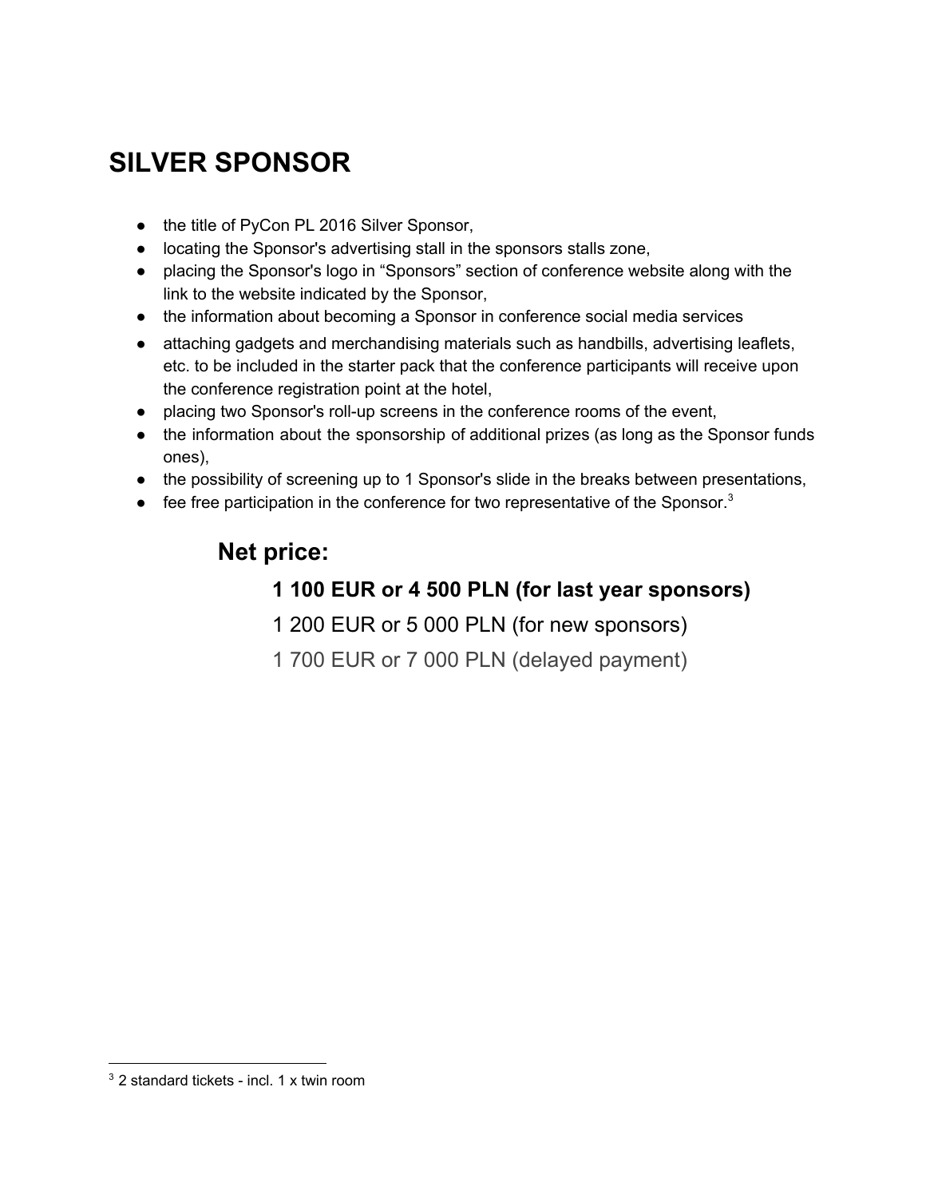# SILVER SPONSOR

- the title of PyCon PL 2016 Silver Sponsor,
- locating the Sponsor's advertising stall in the sponsors stalls zone,
- placing the Sponsor's logo in “Sponsors” section of conference website along with the link to the website indicated by the Sponsor,
- the information about becoming a Sponsor in conference social media services
- attaching gadgets and merchandising materials such as handbills, advertising leaflets, etc. to be included in the starter pack that the conference participants will receive upon the conference registration point at the hotel,
- placing two Sponsor's roll-up screens in the conference rooms of the event,
- the information about the sponsorship of additional prizes (as long as the Sponsor funds ones),
- the possibility of screening up to 1 Sponsor's slide in the breaks between presentations,
- fee free participation in the conference for two representative of the Sponsor.[3]

## Net price:

### 1 100 EUR or 4 500 PLN (for last year sponsors)

1 200 EUR or 5 000 PLN (for new sponsors)

1 700 EUR or 7 000 PLN (delayed payment)

[3] 2 standard tickets - incl. 1 x twin room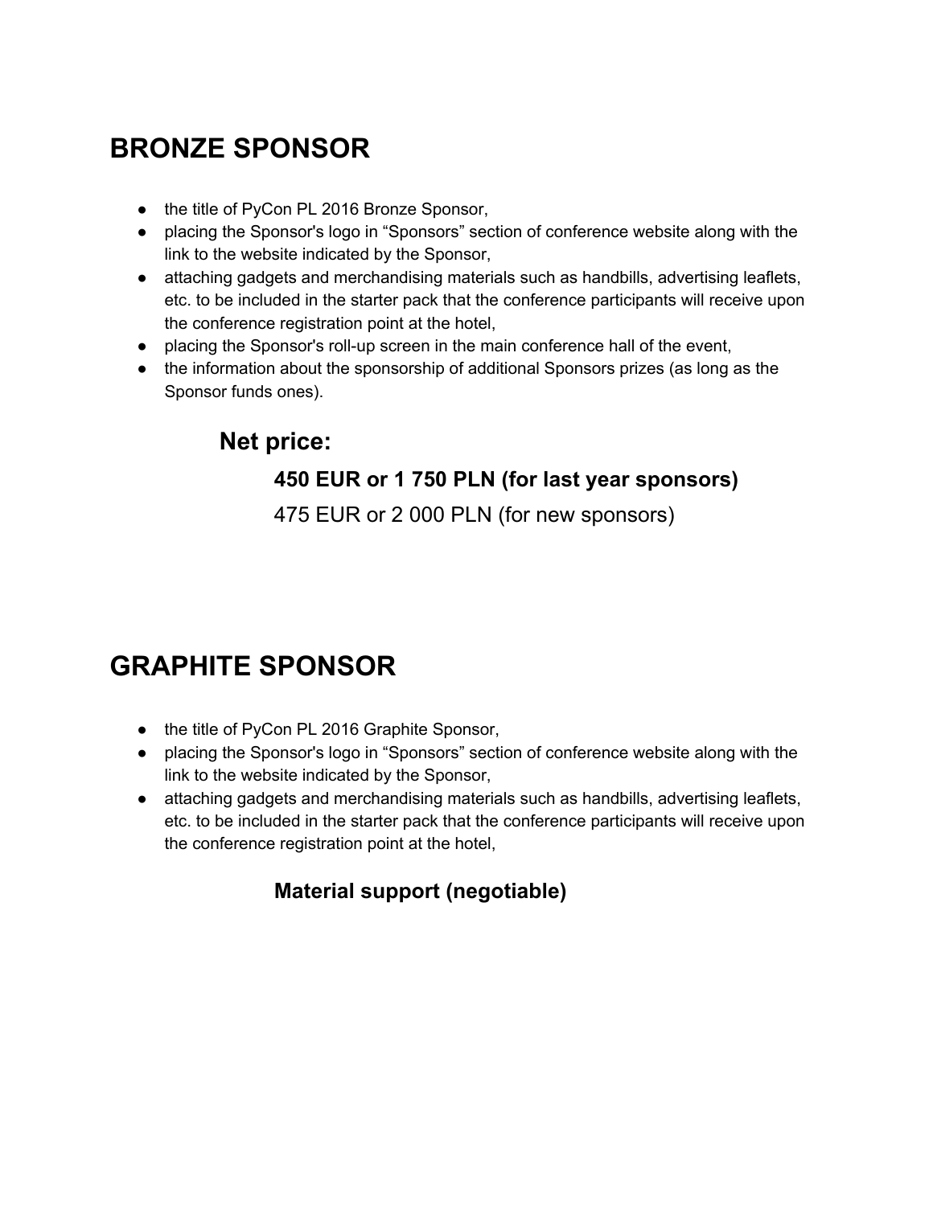# BRONZE SPONSOR

- the title of PyCon PL 2016 Bronze Sponsor,
- placing the Sponsor's logo in "Sponsors" section of conference website along with the link to the website indicated by the Sponsor,
- attaching gadgets and merchandising materials such as handbills, advertising leaflets, etc. to be included in the starter pack that the conference participants will receive upon the conference registration point at the hotel,
- placing the Sponsor's roll-up screen in the main conference hall of the event,
- the information about the sponsorship of additional Sponsors prizes (as long as the Sponsor funds ones).

### Net price:

**450 EUR or 1 750 PLN (for last year sponsors)**

475 EUR or 2 000 PLN (for new sponsors)

# GRAPHITE SPONSOR

- the title of PyCon PL 2016 Graphite Sponsor,
- placing the Sponsor's logo in "Sponsors" section of conference website along with the link to the website indicated by the Sponsor,
- attaching gadgets and merchandising materials such as handbills, advertising leaflets, etc. to be included in the starter pack that the conference participants will receive upon the conference registration point at the hotel,

**Material support (negotiable)**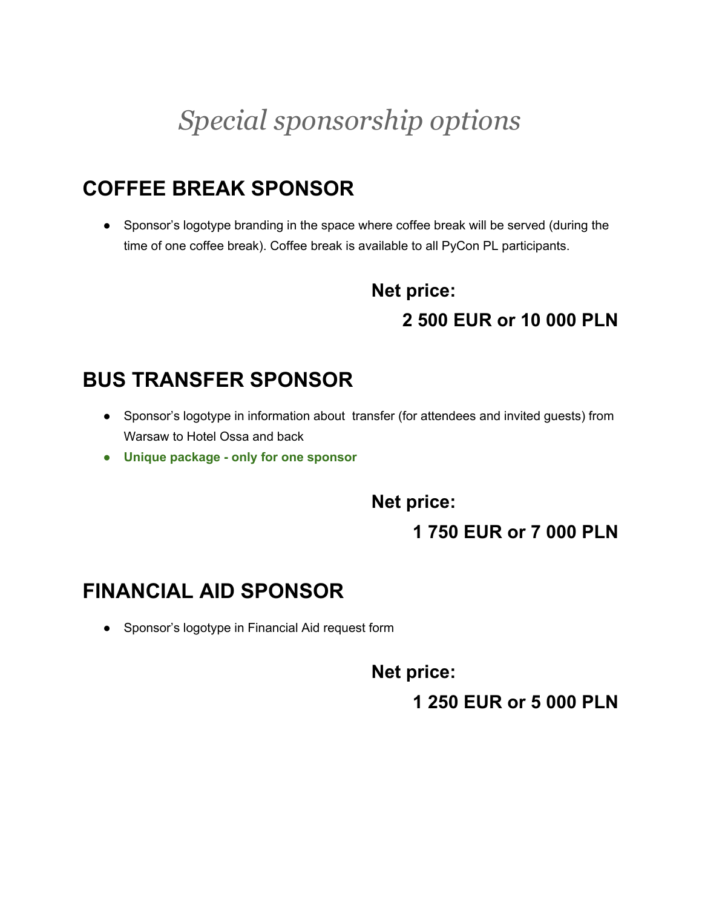# *Special sponsorship options*

## COFFEE BREAK SPONSOR

- Sponsor's logotype branding in the space where coffee break will be served (during the time of one coffee break). Coffee break is available to all PyCon PL participants.

**Net price:**

**2 500 EUR or 10 000 PLN**

## BUS TRANSFER SPONSOR

- Sponsor's logotype in information about transfer (for attendees and invited guests) from Warsaw to Hotel Ossa and back
- **Unique package - only for one sponsor**

**Net price:**

**1 750 EUR or 7 000 PLN**

## FINANCIAL AID SPONSOR

- Sponsor's logotype in Financial Aid request form

**Net price:**

**1 250 EUR or 5 000 PLN**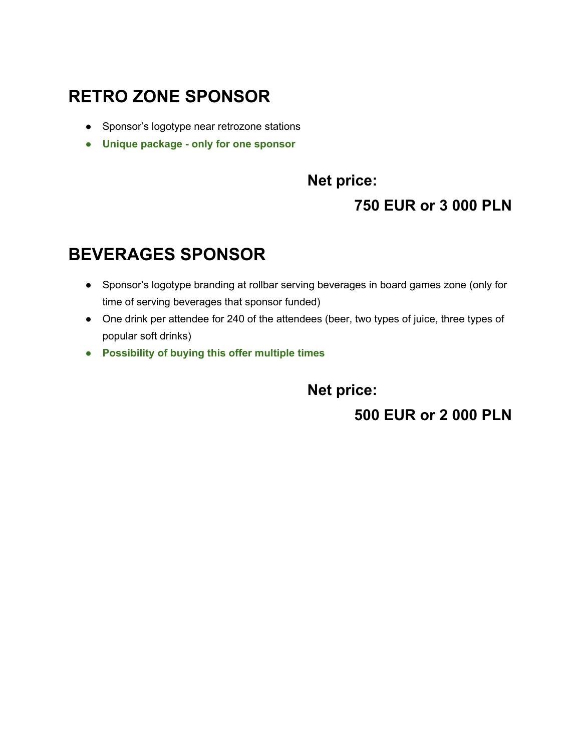## RETRO ZONE SPONSOR

- Sponsor's logotype near retrozone stations
- **Unique package - only for one sponsor**

**Net price:**

**750 EUR or 3 000 PLN**

## BEVERAGES SPONSOR

- Sponsor's logotype branding at rollbar serving beverages in board games zone (only for time of serving beverages that sponsor funded)
- One drink per attendee for 240 of the attendees (beer, two types of juice, three types of popular soft drinks)
- **Possibility of buying this offer multiple times**

**Net price:**

**500 EUR or 2 000 PLN**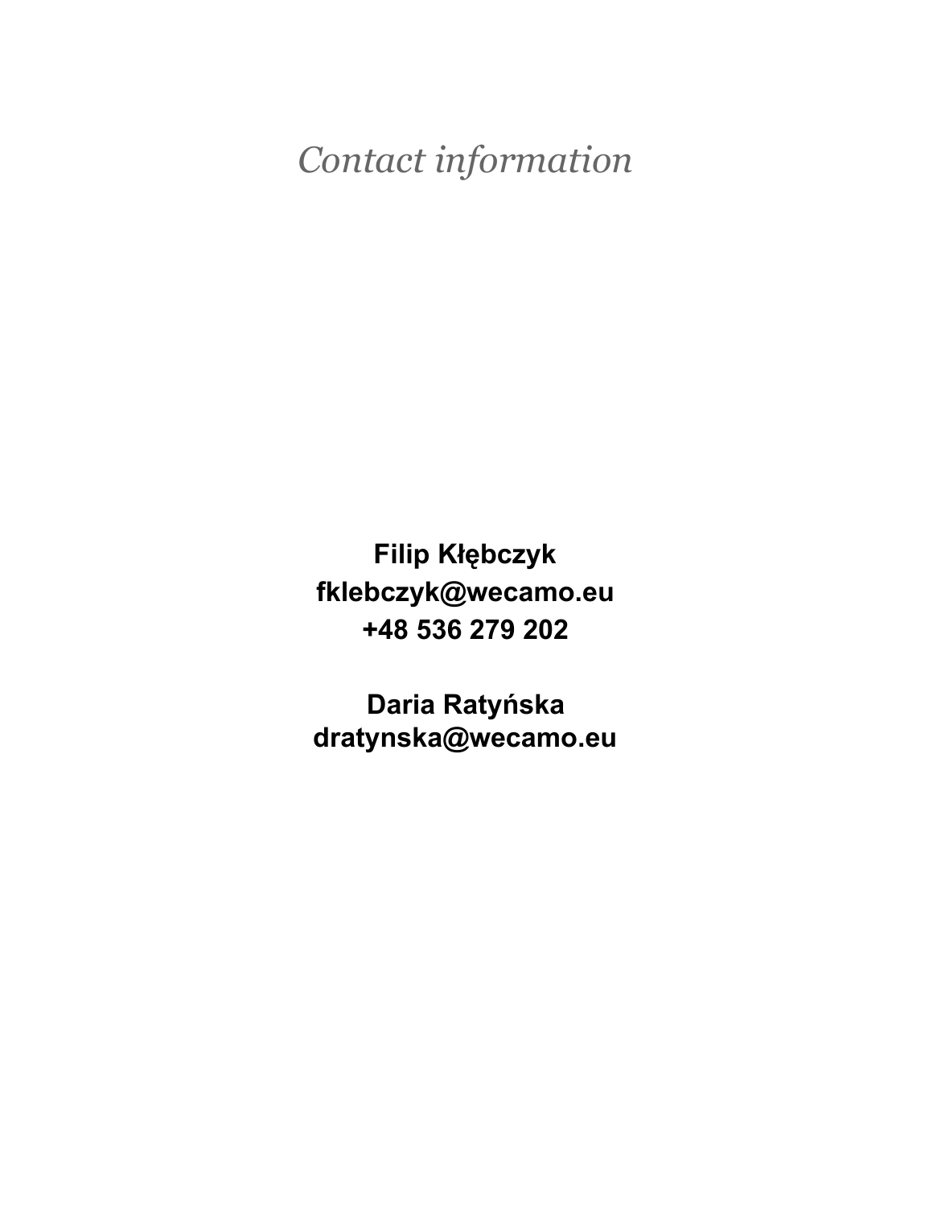# *Contact information*

**Filip Kłębczyk**
**fklebczyk@wecamo.eu**
**+48 536 279 202**

**Daria Ratyńska**
**dratynska@wecamo.eu**